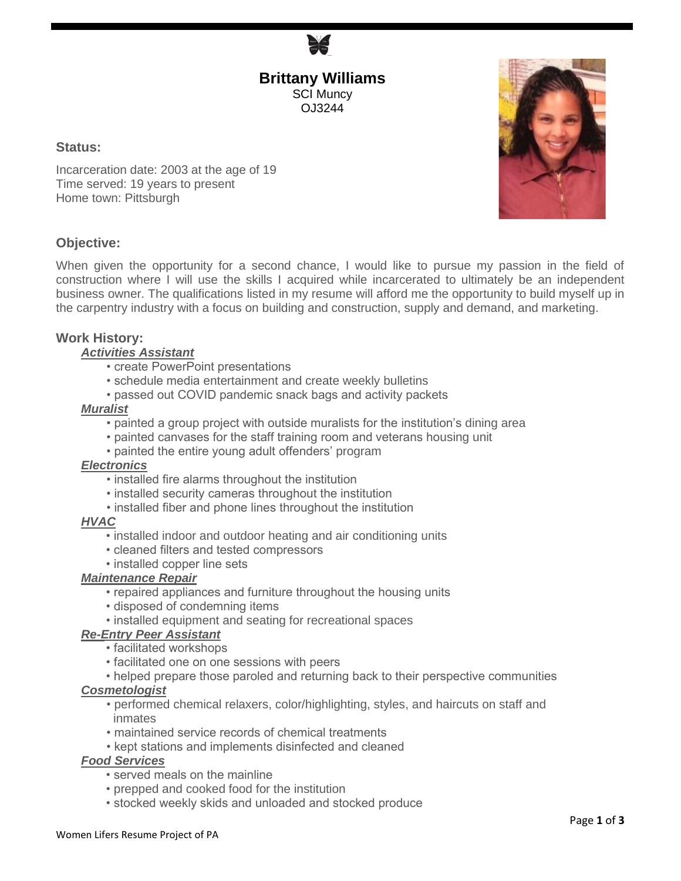# Brittany Williams

SCI Muncy
OJ3244

## Status:

Incarceration date: 2003 at the age of 19
Time served: 19 years to present
Home town: Pittsburgh

## Objective:

When given the opportunity for a second chance, I would like to pursue my passion in the field of construction where I will use the skills I acquired while incarcerated to ultimately be an independent business owner. The qualifications listed in my resume will afford me the opportunity to build myself up in the carpentry industry with a focus on building and construction, supply and demand, and marketing.

## Work History:

***Activities Assistant***

- create PowerPoint presentations
- schedule media entertainment and create weekly bulletins
- passed out COVID pandemic snack bags and activity packets

***Muralist***

- painted a group project with outside muralists for the institution's dining area
- painted canvases for the staff training room and veterans housing unit
- painted the entire young adult offenders' program

***Electronics***

- installed fire alarms throughout the institution
- installed security cameras throughout the institution
- installed fiber and phone lines throughout the institution

***HVAC***

- installed indoor and outdoor heating and air conditioning units
- cleaned filters and tested compressors
- installed copper line sets

***Maintenance Repair***

- repaired appliances and furniture throughout the housing units
- disposed of condemning items
- installed equipment and seating for recreational spaces

***Re-Entry Peer Assistant***

- facilitated workshops
- facilitated one on one sessions with peers
- helped prepare those paroled and returning back to their perspective communities

***Cosmetologist***

- performed chemical relaxers, color/highlighting, styles, and haircuts on staff and inmates
- maintained service records of chemical treatments
- kept stations and implements disinfected and cleaned

***Food Services***

- served meals on the mainline
- prepped and cooked food for the institution
- stocked weekly skids and unloaded and stocked produce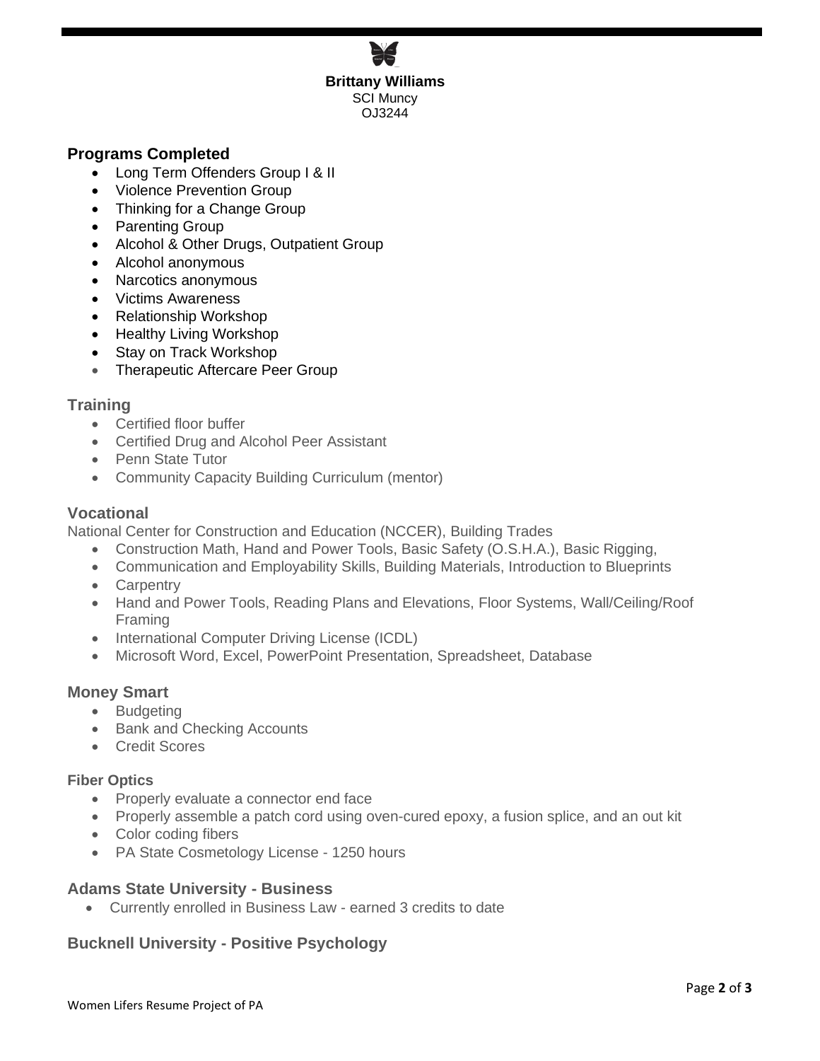**Brittany Williams**
SCI Muncy
OJ3244

## Programs Completed

- Long Term Offenders Group I & II
- Violence Prevention Group
- Thinking for a Change Group
- Parenting Group
- Alcohol & Other Drugs, Outpatient Group
- Alcohol anonymous
- Narcotics anonymous
- Victims Awareness
- Relationship Workshop
- Healthy Living Workshop
- Stay on Track Workshop
- Therapeutic Aftercare Peer Group

## Training

- Certified floor buffer
- Certified Drug and Alcohol Peer Assistant
- Penn State Tutor
- Community Capacity Building Curriculum (mentor)

## Vocational

National Center for Construction and Education (NCCER), Building Trades

- Construction Math, Hand and Power Tools, Basic Safety (O.S.H.A.), Basic Rigging,
- Communication and Employability Skills, Building Materials, Introduction to Blueprints
- Carpentry
- Hand and Power Tools, Reading Plans and Elevations, Floor Systems, Wall/Ceiling/Roof Framing
- International Computer Driving License (ICDL)
- Microsoft Word, Excel, PowerPoint Presentation, Spreadsheet, Database

## Money Smart

- Budgeting
- Bank and Checking Accounts
- Credit Scores

### Fiber Optics

- Properly evaluate a connector end face
- Properly assemble a patch cord using oven-cured epoxy, a fusion splice, and an out kit
- Color coding fibers
- PA State Cosmetology License - 1250 hours

## Adams State University - Business

- Currently enrolled in Business Law - earned 3 credits to date

## Bucknell University - Positive Psychology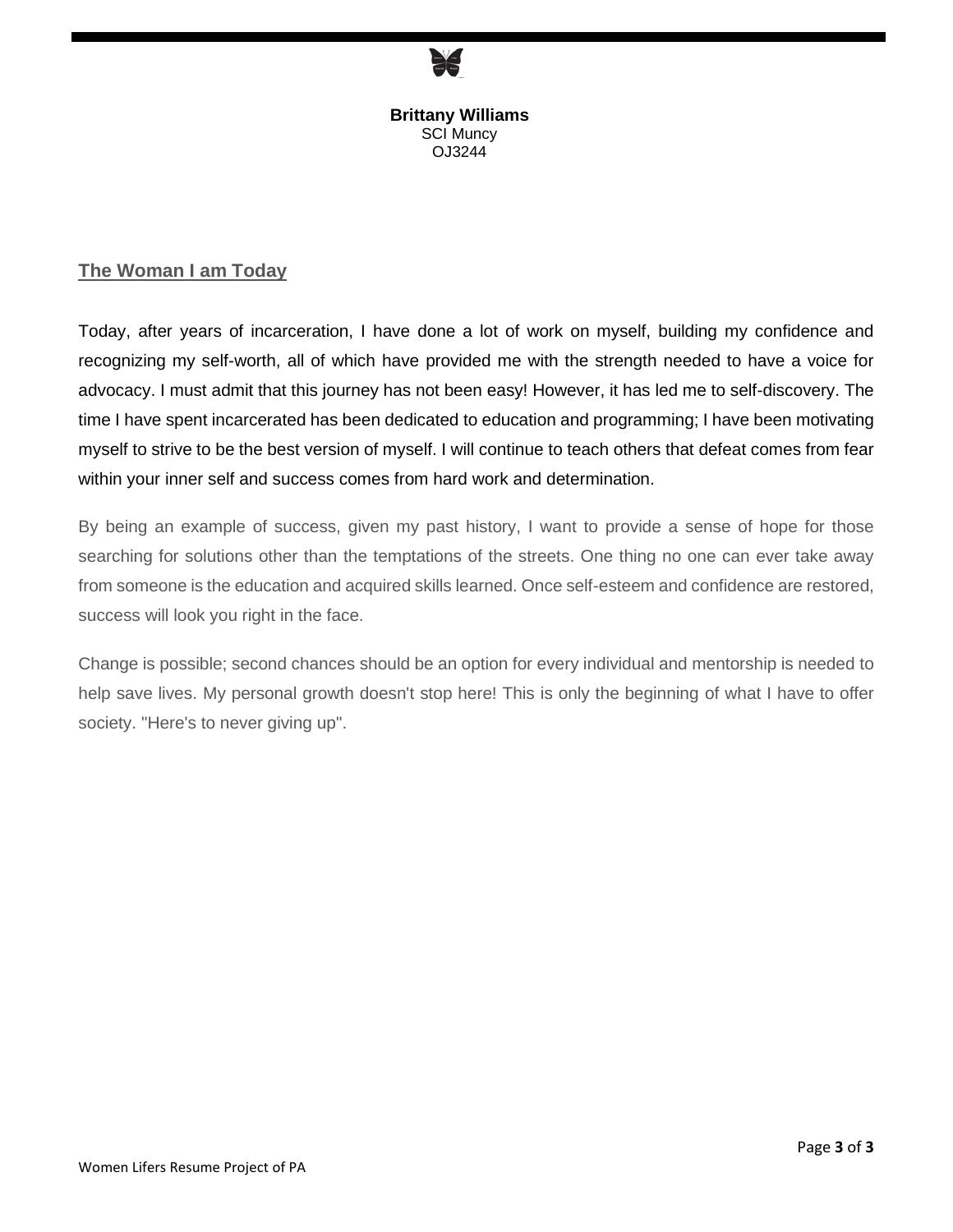**Brittany Williams**
SCI Muncy
OJ3244

## The Woman I am Today

Today, after years of incarceration, I have done a lot of work on myself, building my confidence and recognizing my self-worth, all of which have provided me with the strength needed to have a voice for advocacy. I must admit that this journey has not been easy! However, it has led me to self-discovery. The time I have spent incarcerated has been dedicated to education and programming; I have been motivating myself to strive to be the best version of myself. I will continue to teach others that defeat comes from fear within your inner self and success comes from hard work and determination.

By being an example of success, given my past history, I want to provide a sense of hope for those searching for solutions other than the temptations of the streets. One thing no one can ever take away from someone is the education and acquired skills learned. Once self-esteem and confidence are restored, success will look you right in the face.

Change is possible; second chances should be an option for every individual and mentorship is needed to help save lives. My personal growth doesn't stop here! This is only the beginning of what I have to offer society. "Here's to never giving up".